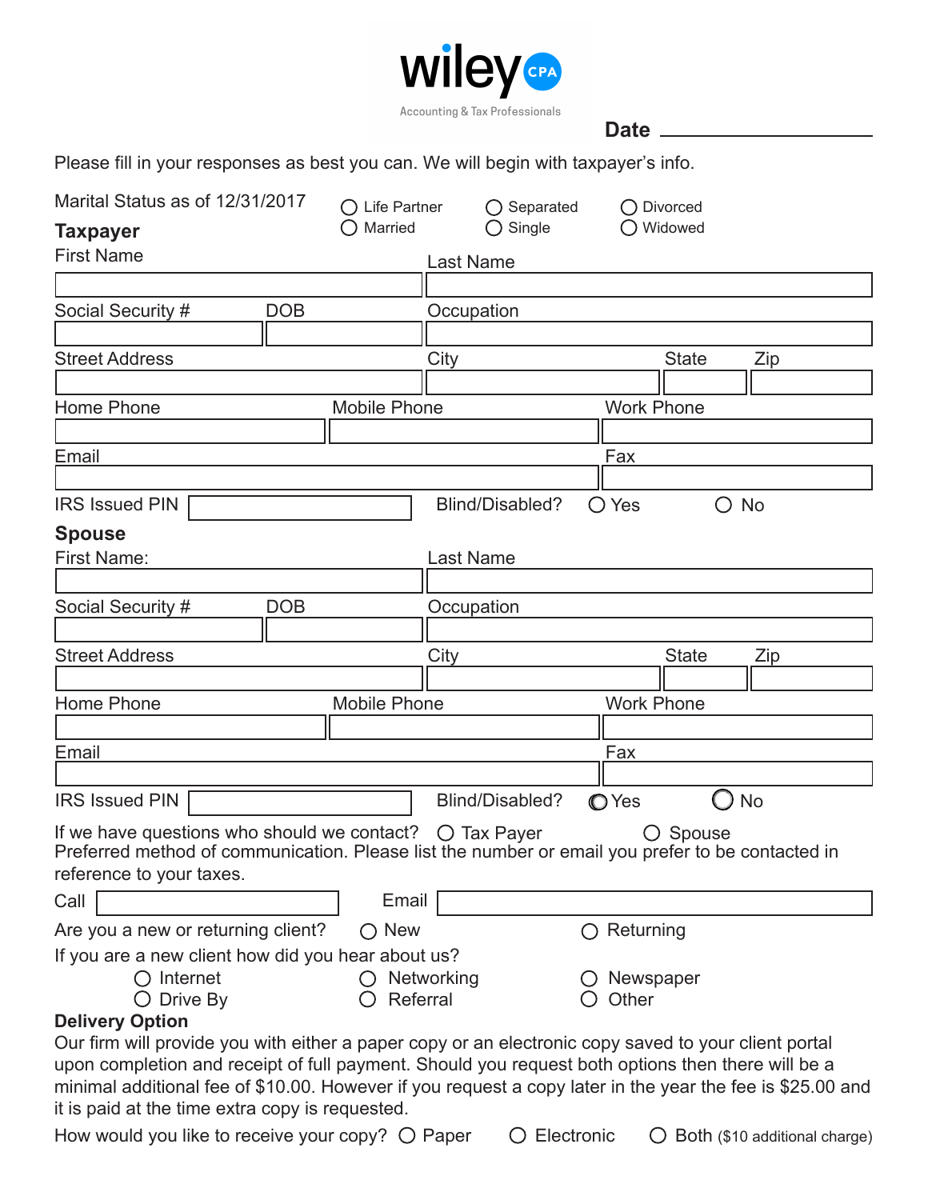wiley CPA
Accounting & Tax Professionals

**Date** ________________

Please fill in your responses as best you can. We will begin with taxpayer's info.

Marital Status as of 12/31/2017 ○ Life Partner ○ Separated ○ Divorced ○ Married ○ Single ○ Widowed

## Taxpayer

| First Name | | | Last Name | | |
|---|---|---|---|---|---|
| | | | | | |
| Social Security # | DOB | | Occupation | | |
| | | | | | |
| Street Address | | | City | State | Zip |
| | | | | | |
| Home Phone | Mobile Phone | | Work Phone | | |
| | | | | | |
| Email | | | Fax | | |
| | | | | | |

IRS Issued PIN ________ Blind/Disabled? ○ Yes ○ No

## Spouse

| First Name: | | | Last Name | | |
|---|---|---|---|---|---|
| | | | | | |
| Social Security # | DOB | | Occupation | | |
| | | | | | |
| Street Address | | | City | State | Zip |
| | | | | | |
| Home Phone | Mobile Phone | | Work Phone | | |
| | | | | | |
| Email | | | Fax | | |
| | | | | | |

IRS Issued PIN ________ Blind/Disabled? ○ Yes ○ No

If we have questions who should we contact? ○ Tax Payer ○ Spouse

Preferred method of communication. Please list the number or email you prefer to be contacted in reference to your taxes.

Call ________ Email ________

Are you a new or returning client? ○ New ○ Returning

If you are a new client how did you hear about us?

○ Internet ○ Networking ○ Newspaper
○ Drive By ○ Referral ○ Other

**Delivery Option**

Our firm will provide you with either a paper copy or an electronic copy saved to your client portal upon completion and receipt of full payment. Should you request both options then there will be a minimal additional fee of $10.00. However if you request a copy later in the year the fee is $25.00 and it is paid at the time extra copy is requested.

How would you like to receive your copy? ○ Paper ○ Electronic ○ Both ($10 additional charge)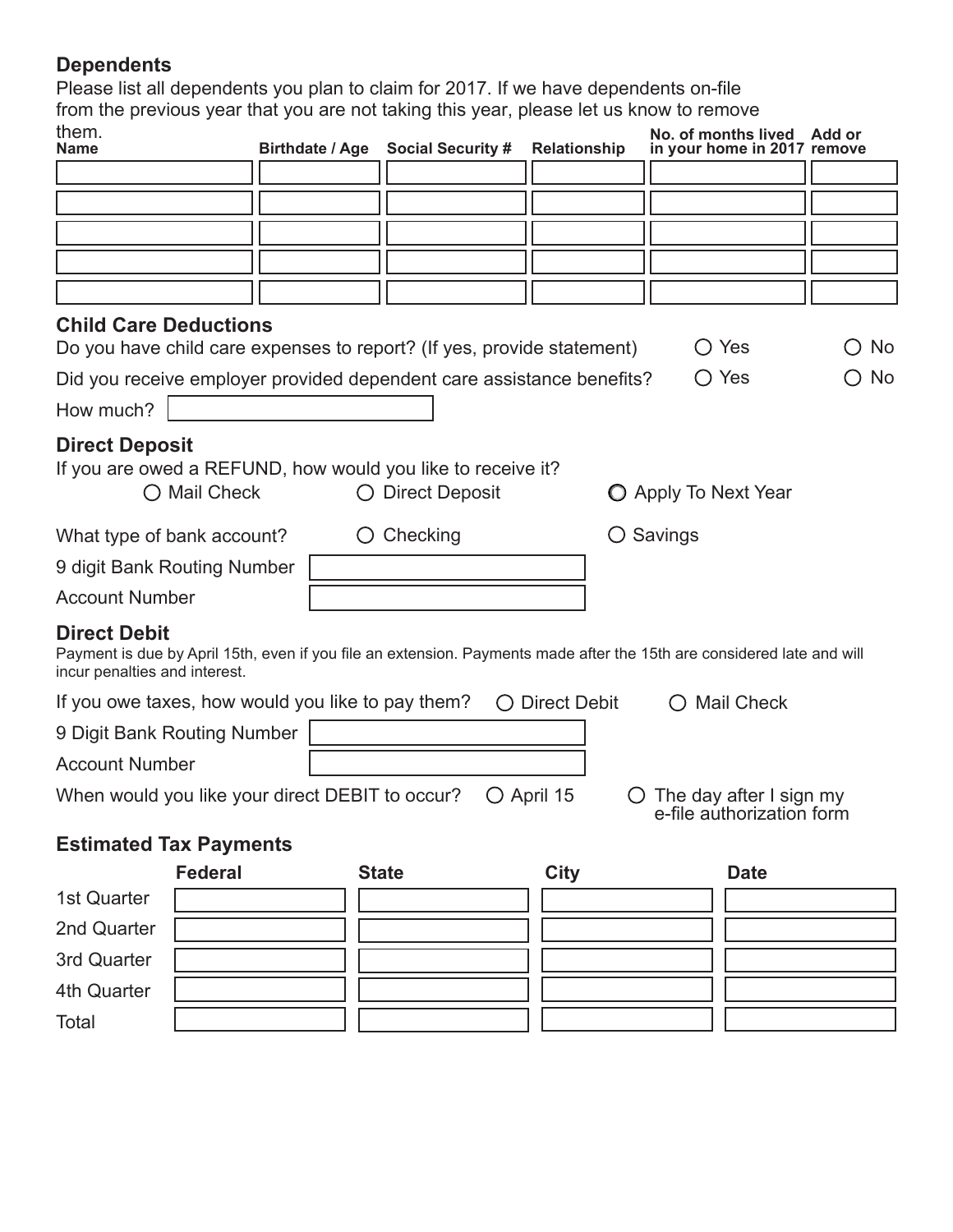## Dependents

Please list all dependents you plan to claim for 2017. If we have dependents on-file from the previous year that you are not taking this year, please let us know to remove them.

| Name | Birthdate / Age | Social Security # | Relationship | No. of months lived in your home in 2017 | Add or remove |
|---|---|---|---|---|---|
| | | | | | |
| | | | | | |
| | | | | | |
| | | | | | |
| | | | | | |

## Child Care Deductions

Do you have child care expenses to report? (If yes, provide statement) ○ Yes ○ No

Did you receive employer provided dependent care assistance benefits? ○ Yes ○ No

How much? \_\_\_\_\_\_\_\_\_\_

## Direct Deposit

If you are owed a REFUND, how would you like to receive it?

○ Mail Check ○ Direct Deposit ○ Apply To Next Year

What type of bank account? ○ Checking ○ Savings

9 digit Bank Routing Number \_\_\_\_\_\_\_\_\_\_

Account Number \_\_\_\_\_\_\_\_\_\_

## Direct Debit

Payment is due by April 15th, even if you file an extension. Payments made after the 15th are considered late and will incur penalties and interest.

If you owe taxes, how would you like to pay them? ○ Direct Debit ○ Mail Check

9 Digit Bank Routing Number \_\_\_\_\_\_\_\_\_\_

Account Number \_\_\_\_\_\_\_\_\_\_

When would you like your direct DEBIT to occur? ○ April 15 ○ The day after I sign my e-file authorization form

## Estimated Tax Payments

| | Federal | State | City | Date |
|---|---|---|---|---|
| 1st Quarter | | | | |
| 2nd Quarter | | | | |
| 3rd Quarter | | | | |
| 4th Quarter | | | | |
| Total | | | | |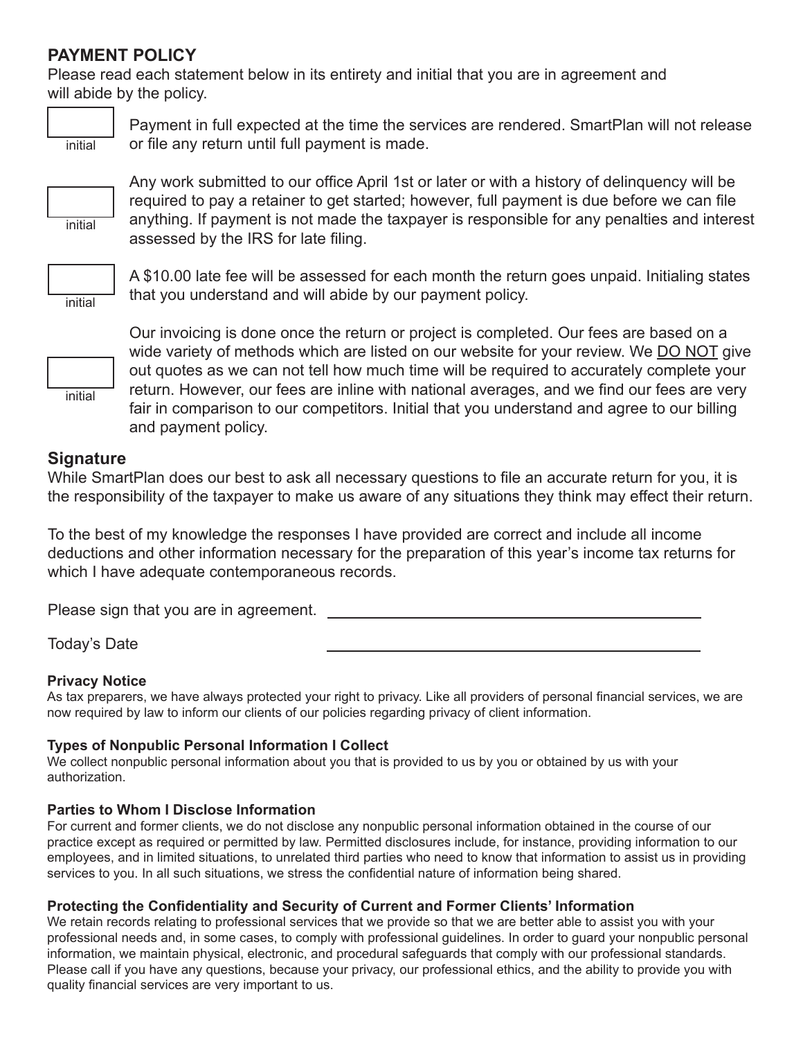## PAYMENT POLICY

Please read each statement below in its entirety and initial that you are in agreement and will abide by the policy.

\_\_\_\_\_ initial — Payment in full expected at the time the services are rendered. SmartPlan will not release or file any return until full payment is made.

\_\_\_\_\_ initial — Any work submitted to our office April 1st or later or with a history of delinquency will be required to pay a retainer to get started; however, full payment is due before we can file anything. If payment is not made the taxpayer is responsible for any penalties and interest assessed by the IRS for late filing.

\_\_\_\_\_ initial — A $10.00 late fee will be assessed for each month the return goes unpaid. Initialing states that you understand and will abide by our payment policy.

\_\_\_\_\_ initial — Our invoicing is done once the return or project is completed. Our fees are based on a wide variety of methods which are listed on our website for your review. We <u>DO NOT</u> give out quotes as we can not tell how much time will be required to accurately complete your return. However, our fees are inline with national averages, and we find our fees are very fair in comparison to our competitors. Initial that you understand and agree to our billing and payment policy.

## Signature

While SmartPlan does our best to ask all necessary questions to file an accurate return for you, it is the responsibility of the taxpayer to make us aware of any situations they think may effect their return.

To the best of my knowledge the responses I have provided are correct and include all income deductions and other information necessary for the preparation of this year's income tax returns for which I have adequate contemporaneous records.

Please sign that you are in agreement. \_\_\_\_\_\_\_\_\_\_\_\_\_\_\_\_\_\_\_\_\_\_\_\_\_\_\_\_\_\_\_\_\_\_\_\_\_\_\_\_

Today's Date \_\_\_\_\_\_\_\_\_\_\_\_\_\_\_\_\_\_\_\_\_\_\_\_\_\_\_\_\_\_\_\_\_\_\_\_\_\_\_\_

#### Privacy Notice

As tax preparers, we have always protected your right to privacy. Like all providers of personal financial services, we are now required by law to inform our clients of our policies regarding privacy of client information.

#### Types of Nonpublic Personal Information I Collect

We collect nonpublic personal information about you that is provided to us by you or obtained by us with your authorization.

#### Parties to Whom I Disclose Information

For current and former clients, we do not disclose any nonpublic personal information obtained in the course of our practice except as required or permitted by law. Permitted disclosures include, for instance, providing information to our employees, and in limited situations, to unrelated third parties who need to know that information to assist us in providing services to you. In all such situations, we stress the confidential nature of information being shared.

#### Protecting the Confidentiality and Security of Current and Former Clients' Information

We retain records relating to professional services that we provide so that we are better able to assist you with your professional needs and, in some cases, to comply with professional guidelines. In order to guard your nonpublic personal information, we maintain physical, electronic, and procedural safeguards that comply with our professional standards. Please call if you have any questions, because your privacy, our professional ethics, and the ability to provide you with quality financial services are very important to us.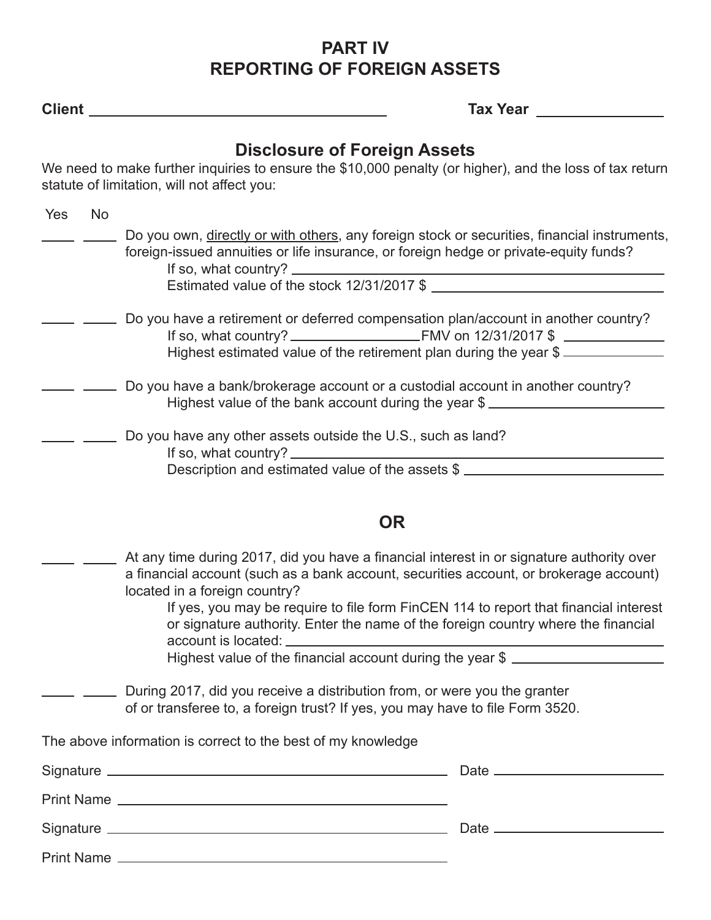# PART IV
# REPORTING OF FOREIGN ASSETS

**Client** ______________________________ **Tax Year** ______________

## Disclosure of Foreign Assets

We need to make further inquiries to ensure the $10,000 penalty (or higher), and the loss of tax return statute of limitation, will not affect you:

Yes No

____ ____ Do you own, directly or with others, any foreign stock or securities, financial instruments, foreign-issued annuities or life insurance, or foreign hedge or private-equity funds?
If so, what country? ______________________________
Estimated value of the stock 12/31/2017 $ ______________________________

____ ____ Do you have a retirement or deferred compensation plan/account in another country?
If so, what country? ______________ FMV on 12/31/2017 $ ______________
Highest estimated value of the retirement plan during the year $ ______________

____ ____ Do you have a bank/brokerage account or a custodial account in another country?
Highest value of the bank account during the year $ ______________________________

____ ____ Do you have any other assets outside the U.S., such as land?
If so, what country? ______________________________
Description and estimated value of the assets $ ______________________________

## OR

____ ____ At any time during 2017, did you have a financial interest in or signature authority over a financial account (such as a bank account, securities account, or brokerage account) located in a foreign country?
If yes, you may be require to file form FinCEN 114 to report that financial interest or signature authority. Enter the name of the foreign country where the financial account is located: ______________________________
Highest value of the financial account during the year $ ______________________________

____ ____ During 2017, did you receive a distribution from, or were you the granter of or transferee to, a foreign trust? If yes, you may have to file Form 3520.

The above information is correct to the best of my knowledge

Signature ______________________________ Date ______________

Print Name ______________________________

Signature ______________________________ Date ______________

Print Name ______________________________